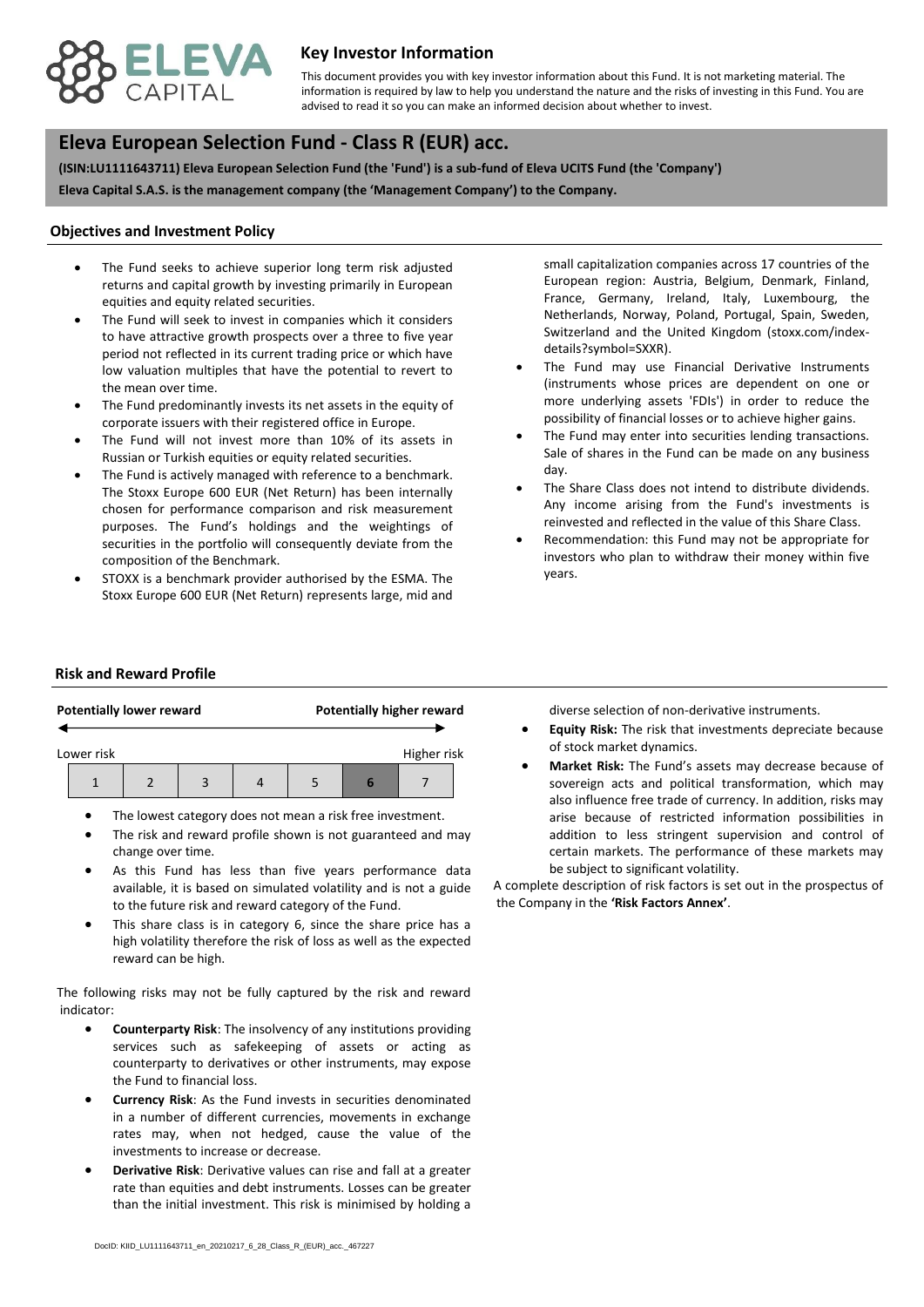# Key Investor Information

This document provides you with key investor information about this Fund. It is not marketing material. The information is required by law to help you understand the nature and the risks of investing in this Fund. You are advised to read it so you can make an informed decision about whether to invest.

## Eleva European Selection Fund - Class R (EUR) acc.

**(ISIN:LU1111643711) Eleva European Selection Fund (the 'Fund') is a sub-fund of Eleva UCITS Fund (the 'Company')**

**Eleva Capital S.A.S. is the management company (the 'Management Company') to the Company.**

### Objectives and Investment Policy

- The Fund seeks to achieve superior long term risk adjusted returns and capital growth by investing primarily in European equities and equity related securities.
- The Fund will seek to invest in companies which it considers to have attractive growth prospects over a three to five year period not reflected in its current trading price or which have low valuation multiples that have the potential to revert to the mean over time.
- The Fund predominantly invests its net assets in the equity of corporate issuers with their registered office in Europe.
- The Fund will not invest more than 10% of its assets in Russian or Turkish equities or equity related securities.
- The Fund is actively managed with reference to a benchmark. The Stoxx Europe 600 EUR (Net Return) has been internally chosen for performance comparison and risk measurement purposes. The Fund's holdings and the weightings of securities in the portfolio will consequently deviate from the composition of the Benchmark.
- STOXX is a benchmark provider authorised by the ESMA. The Stoxx Europe 600 EUR (Net Return) represents large, mid and small capitalization companies across 17 countries of the European region: Austria, Belgium, Denmark, Finland, France, Germany, Ireland, Italy, Luxembourg, the Netherlands, Norway, Poland, Portugal, Spain, Sweden, Switzerland and the United Kingdom (stoxx.com/index-details?symbol=SXXR).
- The Fund may use Financial Derivative Instruments (instruments whose prices are dependent on one or more underlying assets 'FDIs') in order to reduce the possibility of financial losses or to achieve higher gains.
- The Fund may enter into securities lending transactions. Sale of shares in the Fund can be made on any business day.
- The Share Class does not intend to distribute dividends. Any income arising from the Fund's investments is reinvested and reflected in the value of this Share Class.
- Recommendation: this Fund may not be appropriate for investors who plan to withdraw their money within five years.

### Risk and Reward Profile

**Potentially lower reward** ← → **Potentially higher reward**

Lower risk — Higher risk

| 1 | 2 | 3 | 4 | 5 | **6** | 7 |
|---|---|---|---|---|---|---|

- The lowest category does not mean a risk free investment.
- The risk and reward profile shown is not guaranteed and may change over time.
- As this Fund has less than five years performance data available, it is based on simulated volatility and is not a guide to the future risk and reward category of the Fund.
- This share class is in category 6, since the share price has a high volatility therefore the risk of loss as well as the expected reward can be high.

The following risks may not be fully captured by the risk and reward indicator:

- **Counterparty Risk**: The insolvency of any institutions providing services such as safekeeping of assets or acting as counterparty to derivatives or other instruments, may expose the Fund to financial loss.
- **Currency Risk**: As the Fund invests in securities denominated in a number of different currencies, movements in exchange rates may, when not hedged, cause the value of the investments to increase or decrease.
- **Derivative Risk**: Derivative values can rise and fall at a greater rate than equities and debt instruments. Losses can be greater than the initial investment. This risk is minimised by holding a diverse selection of non-derivative instruments.
- **Equity Risk:** The risk that investments depreciate because of stock market dynamics.
- **Market Risk:** The Fund's assets may decrease because of sovereign acts and political transformation, which may also influence free trade of currency. In addition, risks may arise because of restricted information possibilities in addition to less stringent supervision and control of certain markets. The performance of these markets may be subject to significant volatility.

A complete description of risk factors is set out in the prospectus of the Company in the **'Risk Factors Annex'**.

DocID: KIID_LU1111643711_en_20210217_6_28_Class_R_(EUR)_acc._467227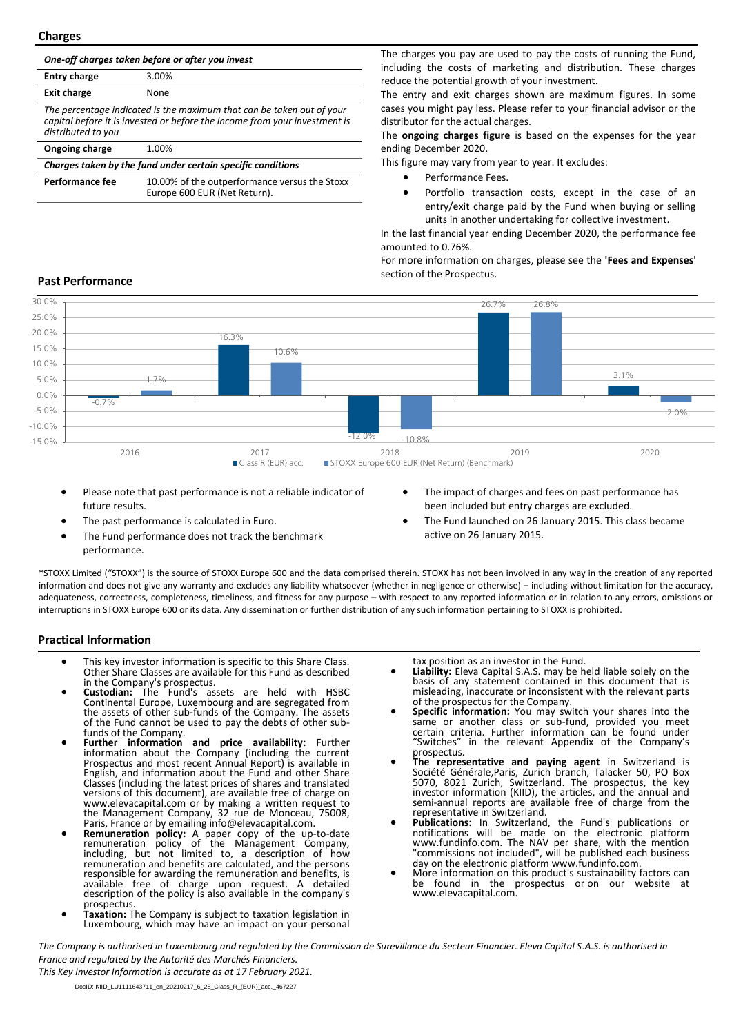## Charges

| One-off charges taken before or after you invest | |
|---|---|
| **Entry charge** | 3.00% |
| **Exit charge** | None |
| *The percentage indicated is the maximum that can be taken out of your capital before it is invested or before the income from your investment is distributed to you* | |
| **Ongoing charge** | 1.00% |
| ***Charges taken by the fund under certain specific conditions*** | |
| **Performance fee** | 10.00% of the outperformance versus the Stoxx Europe 600 EUR (Net Return). |

The charges you pay are used to pay the costs of running the Fund, including the costs of marketing and distribution. These charges reduce the potential growth of your investment.

The entry and exit charges shown are maximum figures. In some cases you might pay less. Please refer to your financial advisor or the distributor for the actual charges.

The **ongoing charges figure** is based on the expenses for the year ending December 2020.

This figure may vary from year to year. It excludes:

- Performance Fees.
- Portfolio transaction costs, except in the case of an entry/exit charge paid by the Fund when buying or selling units in another undertaking for collective investment.

In the last financial year ending December 2020, the performance fee amounted to 0.76%.

For more information on charges, please see the **'Fees and Expenses'** section of the Prospectus.

## Past Performance

30.0%
25.0%
20.0%
15.0%
10.0%
5.0%
0.0%
-5.0%
-10.0%
-15.0%

2016: -0.7% | 1.7%
2017: 16.3% | 10.6%
2018: -12.0% | -10.8%
2019: 26.7% | 26.8%
2020: 3.1% | -2.0%

Class R (EUR) acc. STOXX Europe 600 EUR (Net Return) (Benchmark)

- Please note that past performance is not a reliable indicator of future results.
- The past performance is calculated in Euro.
- The Fund performance does not track the benchmark performance.
- The impact of charges and fees on past performance has been included but entry charges are excluded.
- The Fund launched on 26 January 2015. This class became active on 26 January 2015.

*STOXX Limited ("STOXX") is the source of STOXX Europe 600 and the data comprised therein. STOXX has not been involved in any way in the creation of any reported information and does not give any warranty and excludes any liability whatsoever (whether in negligence or otherwise) – including without limitation for the accuracy, adequateness, correctness, completeness, timeliness, and fitness for any purpose – with respect to any reported information or in relation to any errors, omissions or interruptions in STOXX Europe 600 or its data. Any dissemination or further distribution of any such information pertaining to STOXX is prohibited.

## Practical Information

- This key investor information is specific to this Share Class. Other Share Classes are available for this Fund as described in the Company's prospectus.
- **Custodian:** The Fund's assets are held with HSBC Continental Europe, Luxembourg and are segregated from the assets of other sub-funds of the Company. The assets of the Fund cannot be used to pay the debts of other sub-funds of the Company.
- **Further information and price availability:** Further information about the Company (including the current Prospectus and most recent Annual Report) is available in English, and information about the Fund and other Share Classes (including the latest prices of shares and translated versions of this document), are available free of charge on www.elevacapital.com or by making a written request to the Management Company, 32 rue de Monceau, 75008, Paris, France or by emailing info@elevacapital.com.
- **Remuneration policy:** A paper copy of the up-to-date remuneration policy of the Management Company, including, but not limited to, a description of how remuneration and benefits are calculated, and the persons responsible for awarding the remuneration and benefits, is available free of charge upon request. A detailed description of the policy is also available in the company's prospectus.
- **Taxation:** The Company is subject to taxation legislation in Luxembourg, which may have an impact on your personal tax position as an investor in the Fund.
- **Liability:** Eleva Capital S.A.S. may be held liable solely on the basis of any statement contained in this document that is misleading, inaccurate or inconsistent with the relevant parts of the prospectus for the Company.
- **Specific information:** You may switch your shares into the same or another class or sub-fund, provided you meet certain criteria. Further information can be found under "Switches" in the relevant Appendix of the Company's prospectus.
- **The representative and paying agent** in Switzerland is Société Générale,Paris, Zurich branch, Talacker 50, PO Box 5070, 8021 Zurich, Switzerland. The prospectus, the key investor information (KIID), the articles, and the annual and semi-annual reports are available free of charge from the representative in Switzerland.
- **Publications:** In Switzerland, the Fund's publications or notifications will be made on the electronic platform www.fundinfo.com. The NAV per share, with the mention "commissions not included", will be published each business day on the electronic platform www.fundinfo.com.
- More information on this product's sustainability factors can be found in the prospectus or on our website at www.elevacapital.com.

*The Company is authorised in Luxembourg and regulated by the Commission de Surevillance du Secteur Financier. Eleva Capital S.A.S. is authorised in France and regulated by the Autorité des Marchés Financiers.*

*This Key Investor Information is accurate as at 17 February 2021.*

DocID: KIID_LU1111643711_en_20210217_6_28_Class_R_(EUR)_acc._467227